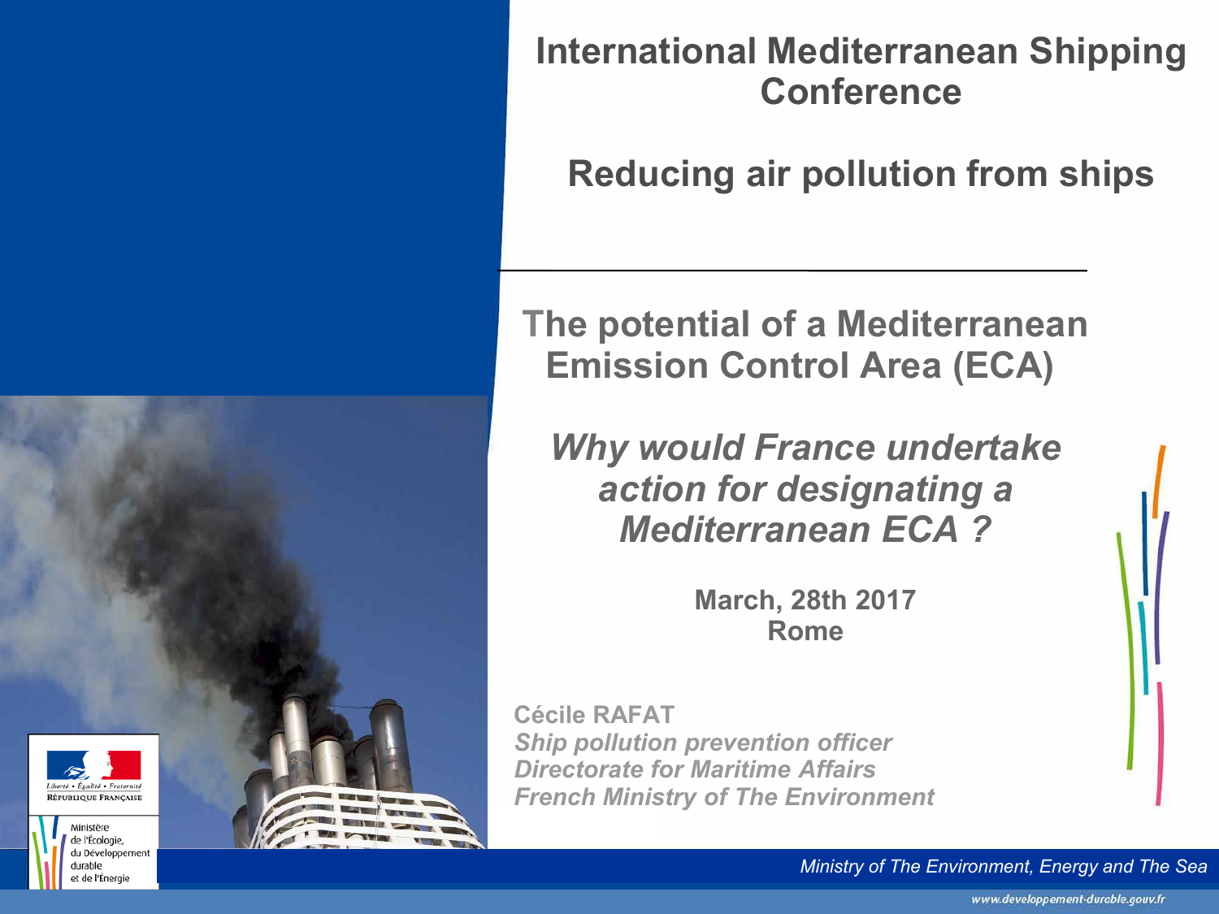# International Mediterranean Shipping Conference

## Reducing air pollution from ships

---

## The potential of a Mediterranean Emission Control Area (ECA)

### *Why would France undertake action for designating a Mediterranean ECA ?*

**March, 28th 2017**
**Rome**

**Cécile RAFAT**
*Ship pollution prevention officer*
*Directorate for Maritime Affairs*
*French Ministry of The Environment*

Liberté • Égalité • Fraternité
RÉPUBLIQUE FRANÇAISE

Ministère de l'Écologie, du Développement durable et de l'Énergie

*Ministry of The Environment, Energy and The Sea*

www.developpement-durable.gouv.fr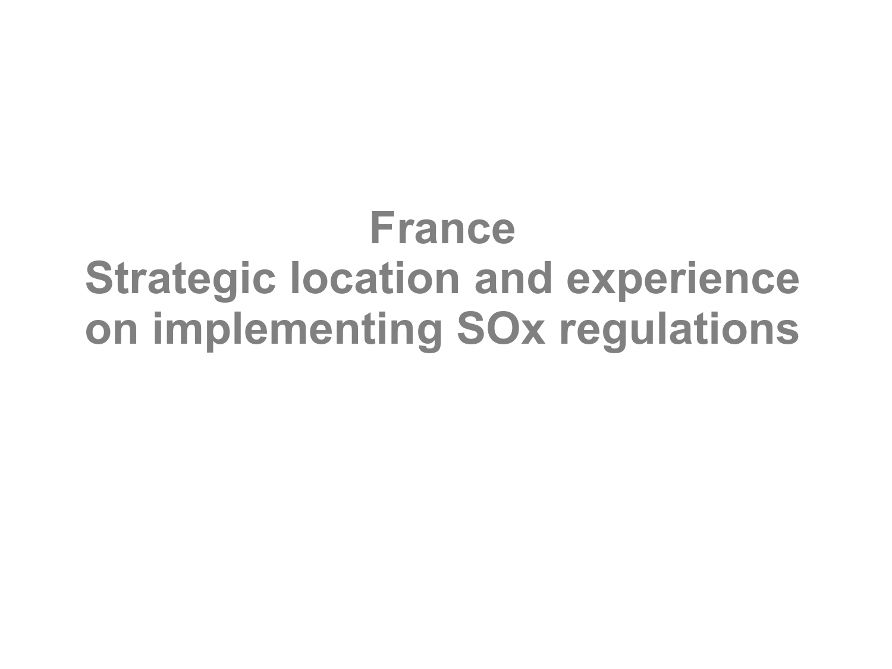# France

# Strategic location and experience on implementing SOx regulations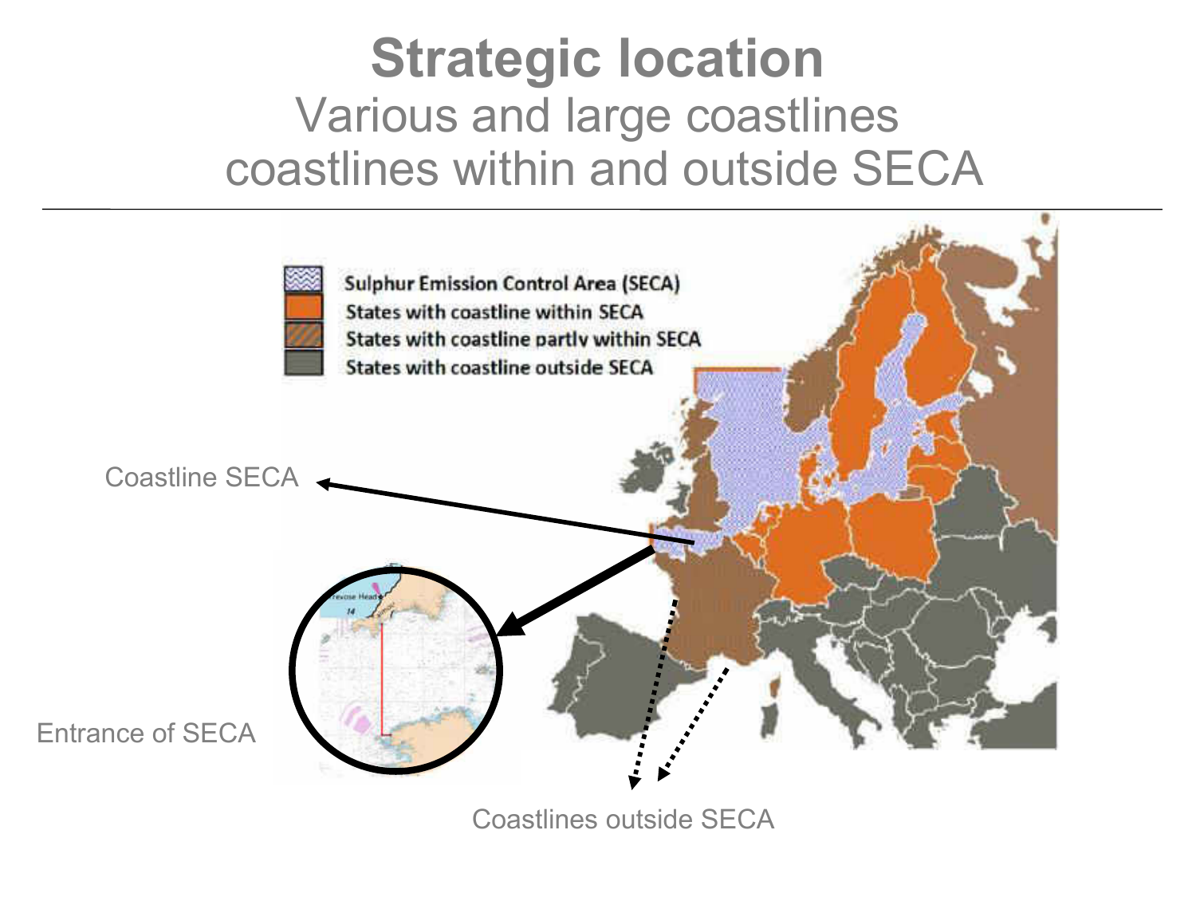# Strategic location

## Various and large coastlines coastlines within and outside SECA

Sulphur Emission Control Area (SECA)

States with coastline within SECA

States with coastline partly within SECA

States with coastline outside SECA

Coastline SECA

Entrance of SECA

Coastlines outside SECA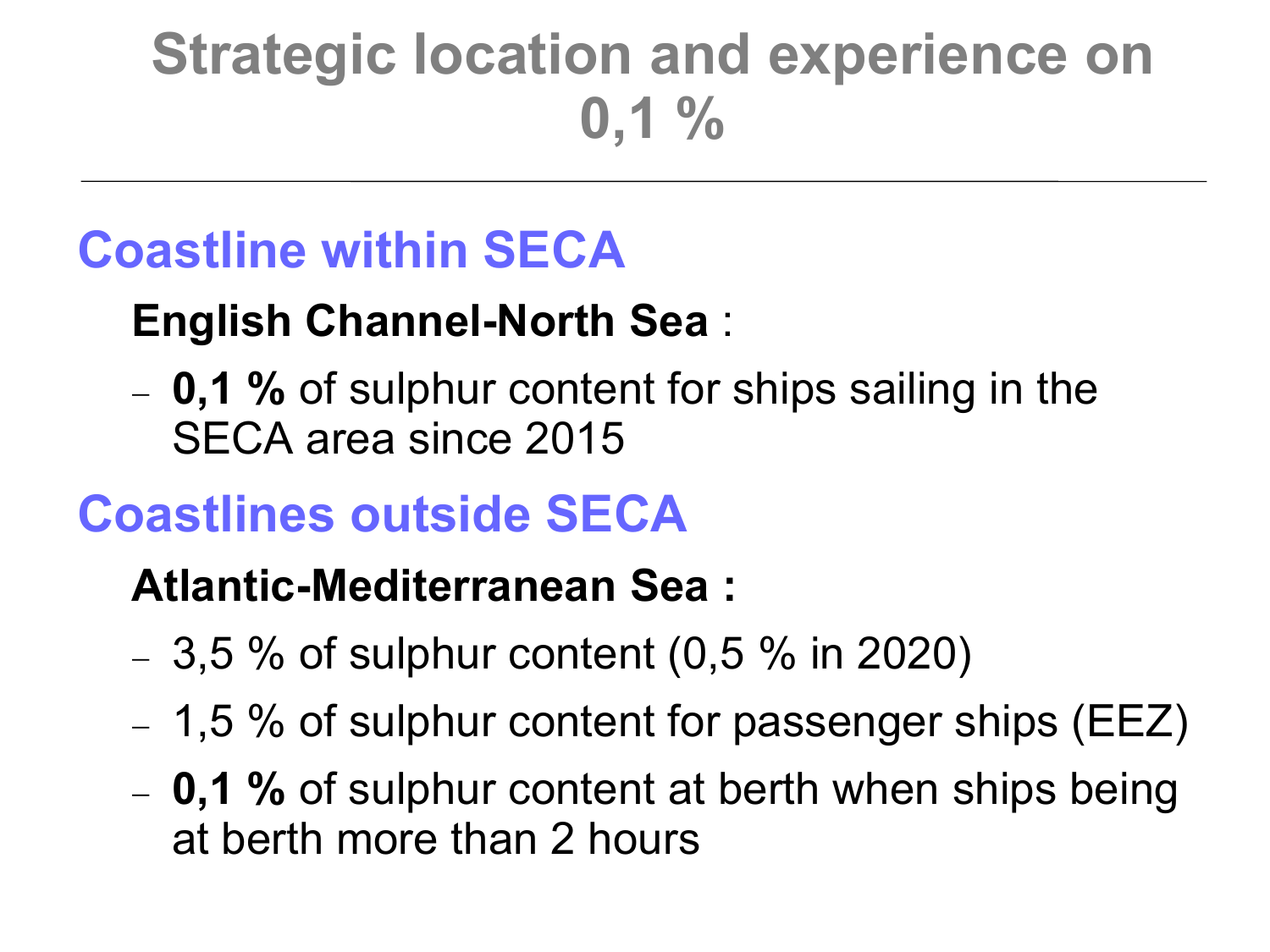# Strategic location and experience on 0,1 %

## Coastline within SECA

**English Channel-North Sea** :

- **0,1 %** of sulphur content for ships sailing in the SECA area since 2015

## Coastlines outside SECA

**Atlantic-Mediterranean Sea :**

- 3,5 % of sulphur content (0,5 % in 2020)
- 1,5 % of sulphur content for passenger ships (EEZ)
- **0,1 %** of sulphur content at berth when ships being at berth more than 2 hours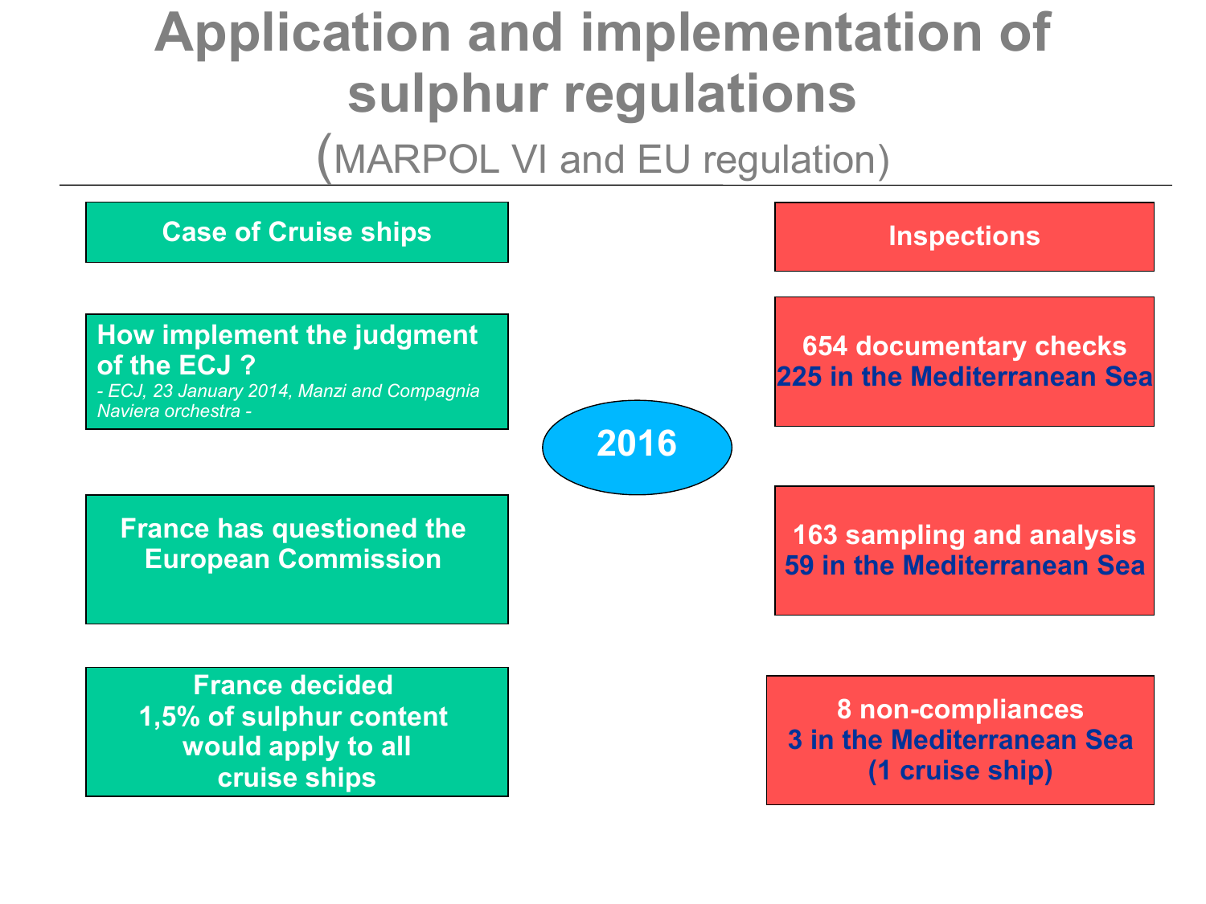# Application and implementation of sulphur regulations

(MARPOL VI and EU regulation)

**Case of Cruise ships**

**How implement the judgment of the ECJ ?**
*- ECJ, 23 January 2014, Manzi and Compagnia Naviera orchestra -*

**France has questioned the European Commission**

**France decided 1,5% of sulphur content would apply to all cruise ships**

**2016**

**Inspections**

**654 documentary checks**
**225 in the Mediterranean Sea**

**163 sampling and analysis**
**59 in the Mediterranean Sea**

**8 non-compliances**
**3 in the Mediterranean Sea**
**(1 cruise ship)**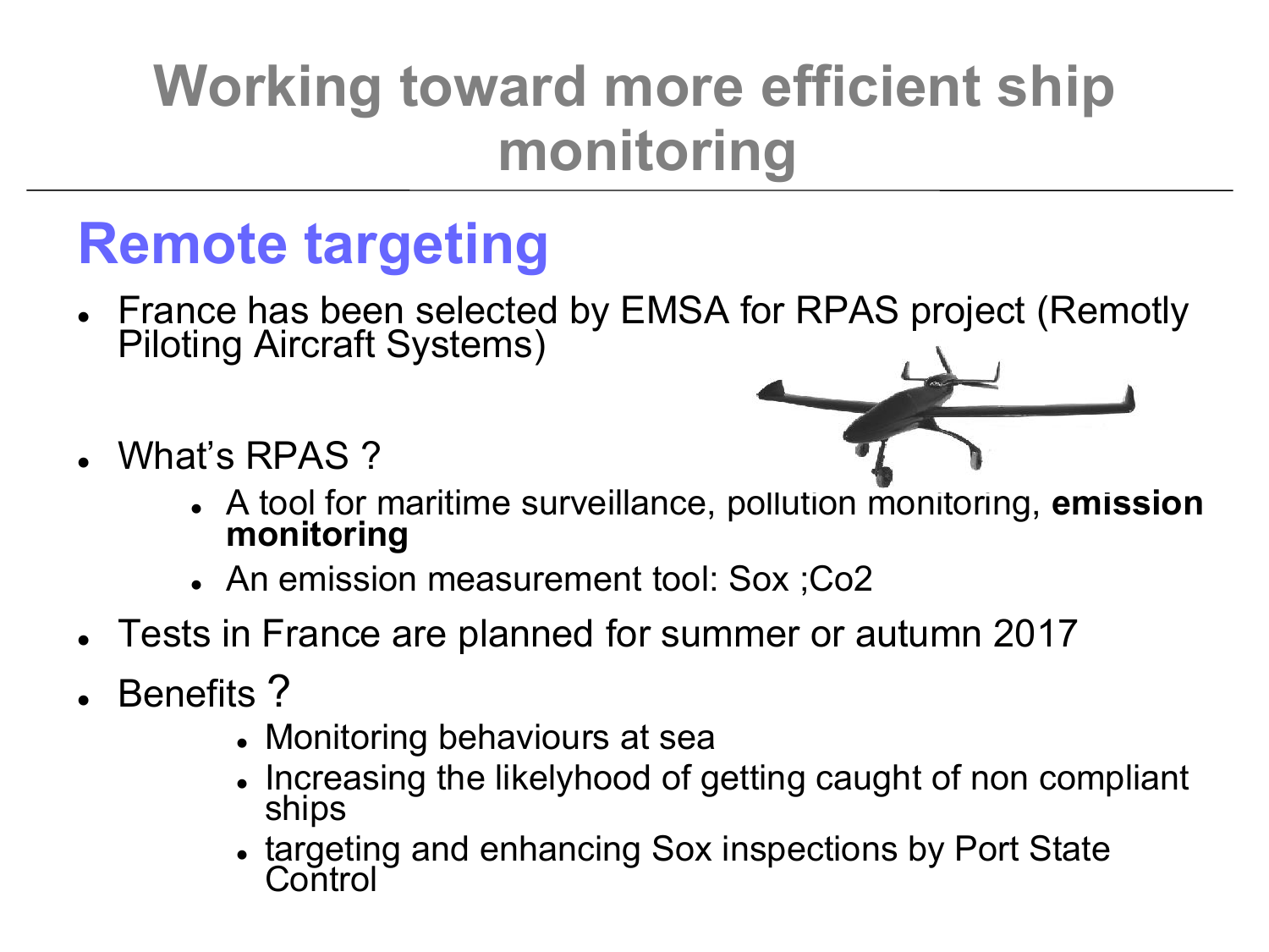# Working toward more efficient ship monitoring

## Remote targeting

- France has been selected by EMSA for RPAS project (Remotly Piloting Aircraft Systems)
- What's RPAS ?
  - A tool for maritime surveillance, pollution monitoring, **emission monitoring**
  - An emission measurement tool: Sox ;Co2
- Tests in France are planned for summer or autumn 2017
- Benefits ?
  - Monitoring behaviours at sea
  - Increasing the likelyhood of getting caught of non compliant ships
  - targeting and enhancing Sox inspections by Port State Control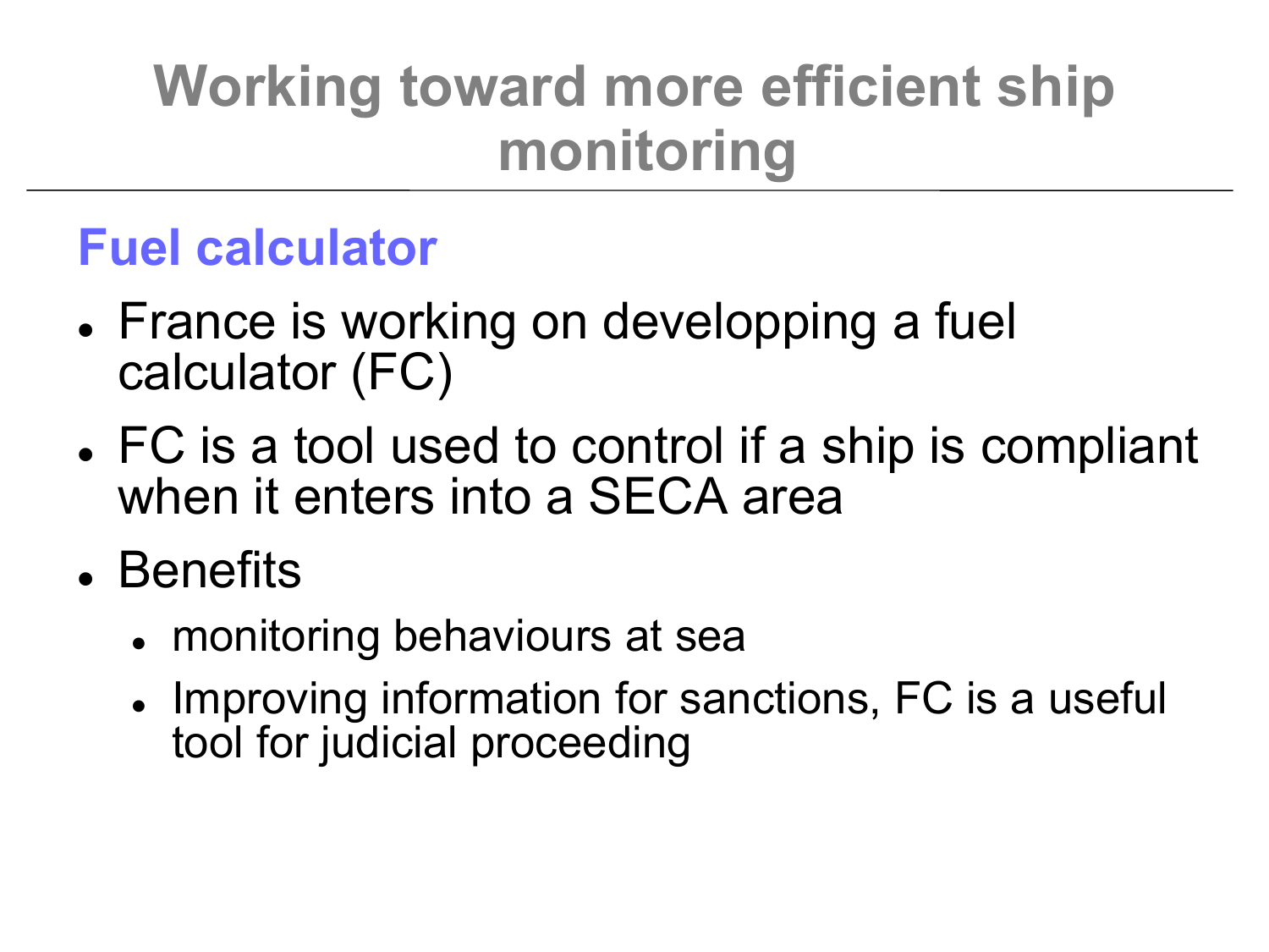# Working toward more efficient ship monitoring

## Fuel calculator

- France is working on developping a fuel calculator (FC)
- FC is a tool used to control if a ship is compliant when it enters into a SECA area
- Benefits
  - monitoring behaviours at sea
  - Improving information for sanctions, FC is a useful tool for judicial proceeding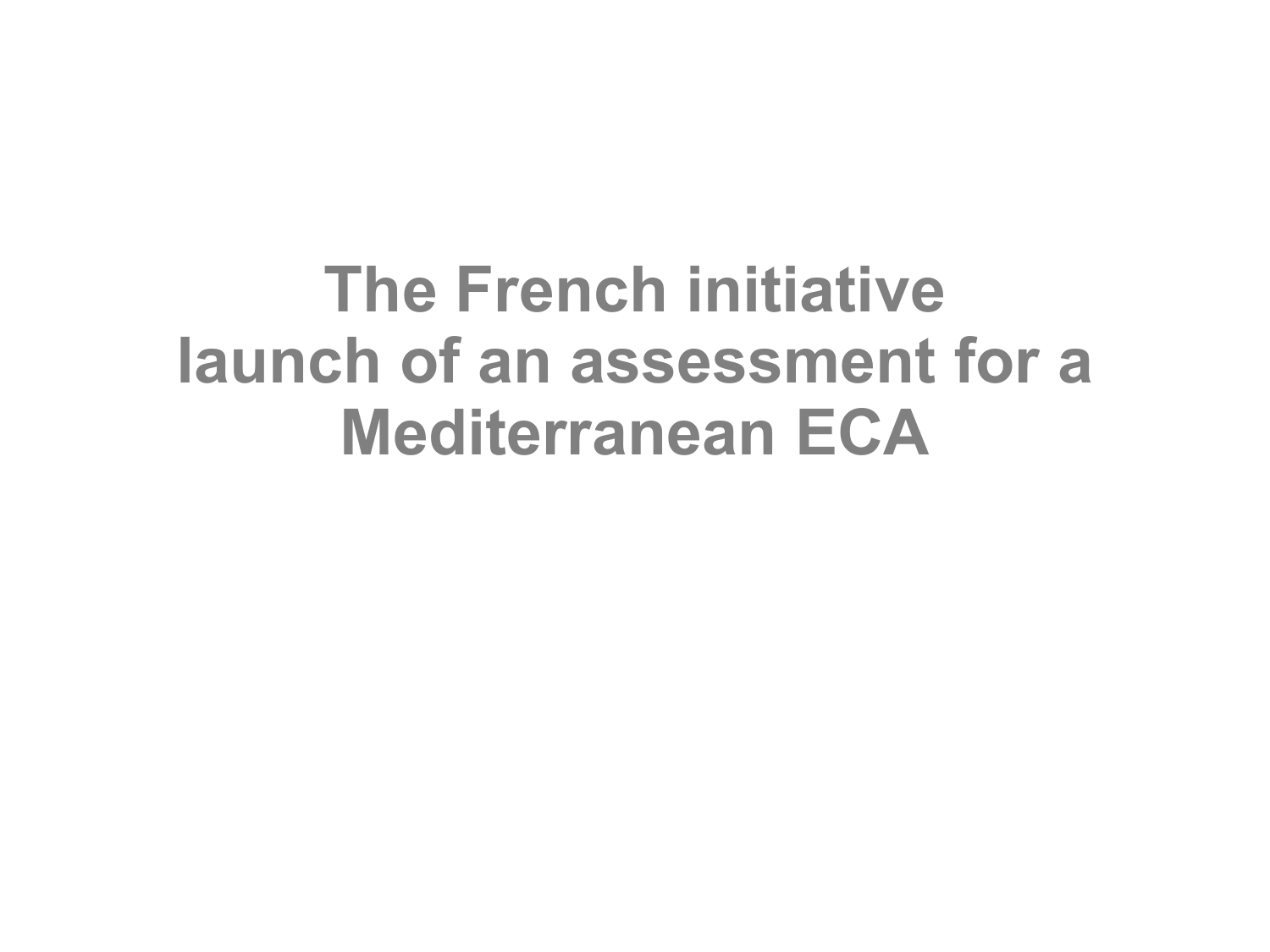# The French initiative launch of an assessment for a Mediterranean ECA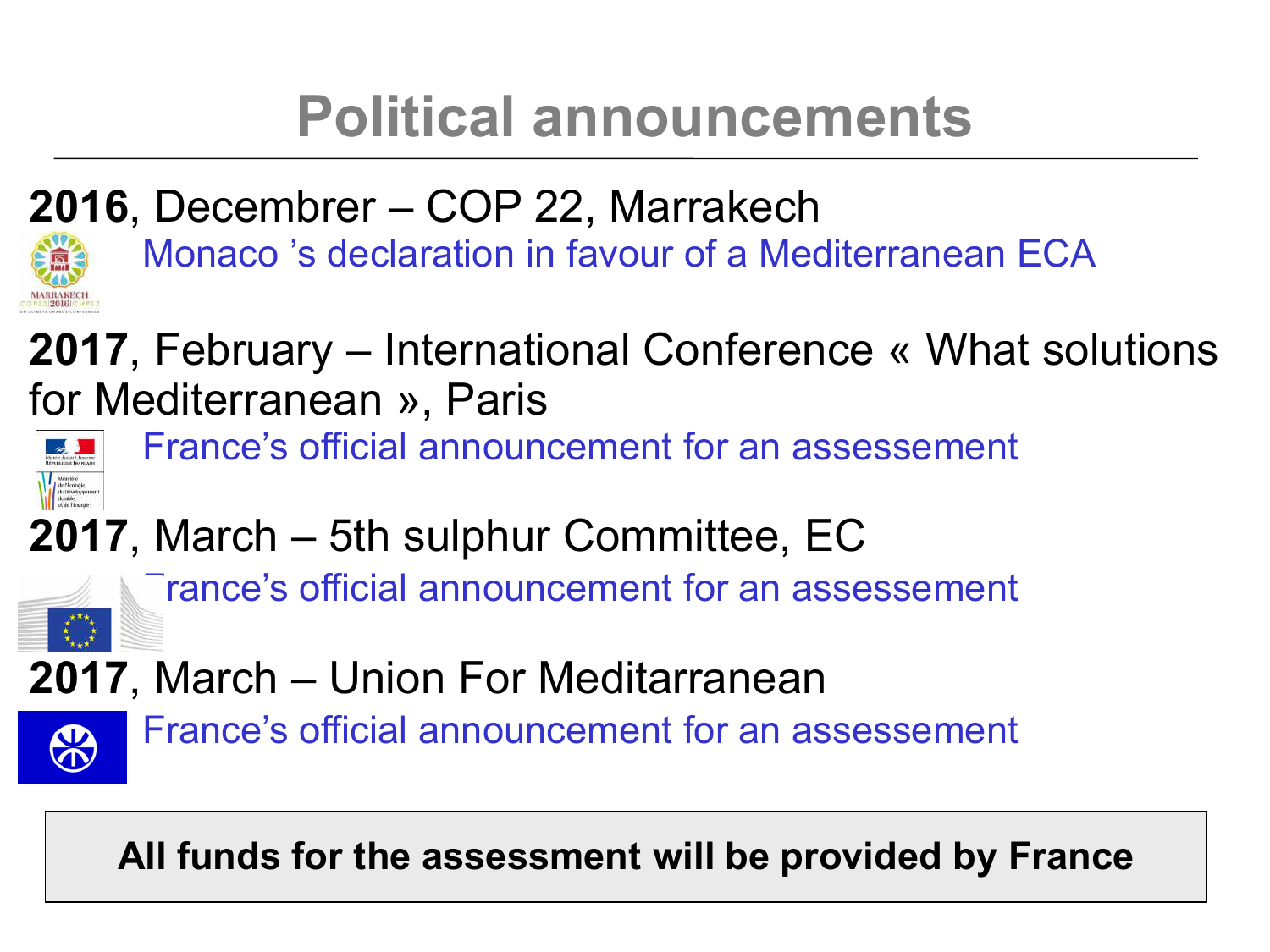# Political announcements

**2016**, Decembrer – COP 22, Marrakech

Monaco 's declaration in favour of a Mediterranean ECA

**2017**, February – International Conference « What solutions for Mediterranean », Paris

France's official announcement for an assessement

**2017**, March – 5th sulphur Committee, EC

France's official announcement for an assessement

**2017**, March – Union For Meditarranean

France's official announcement for an assessement

**All funds for the assessment will be provided by France**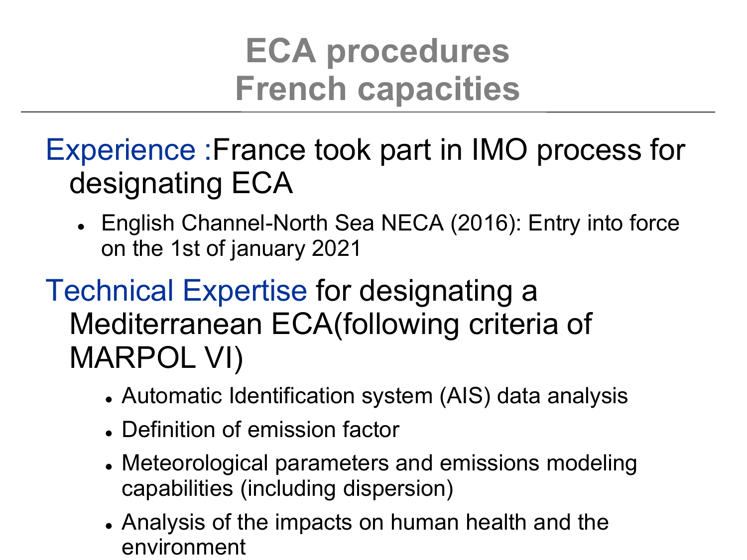# ECA procedures
# French capacities

**Experience :** France took part in IMO process for designating ECA

- English Channel-North Sea NECA (2016): Entry into force on the 1st of january 2021

**Technical Expertise** for designating a Mediterranean ECA(following criteria of MARPOL VI)

- Automatic Identification system (AIS) data analysis
- Definition of emission factor
- Meteorological parameters and emissions modeling capabilities (including dispersion)
- Analysis of the impacts on human health and the environment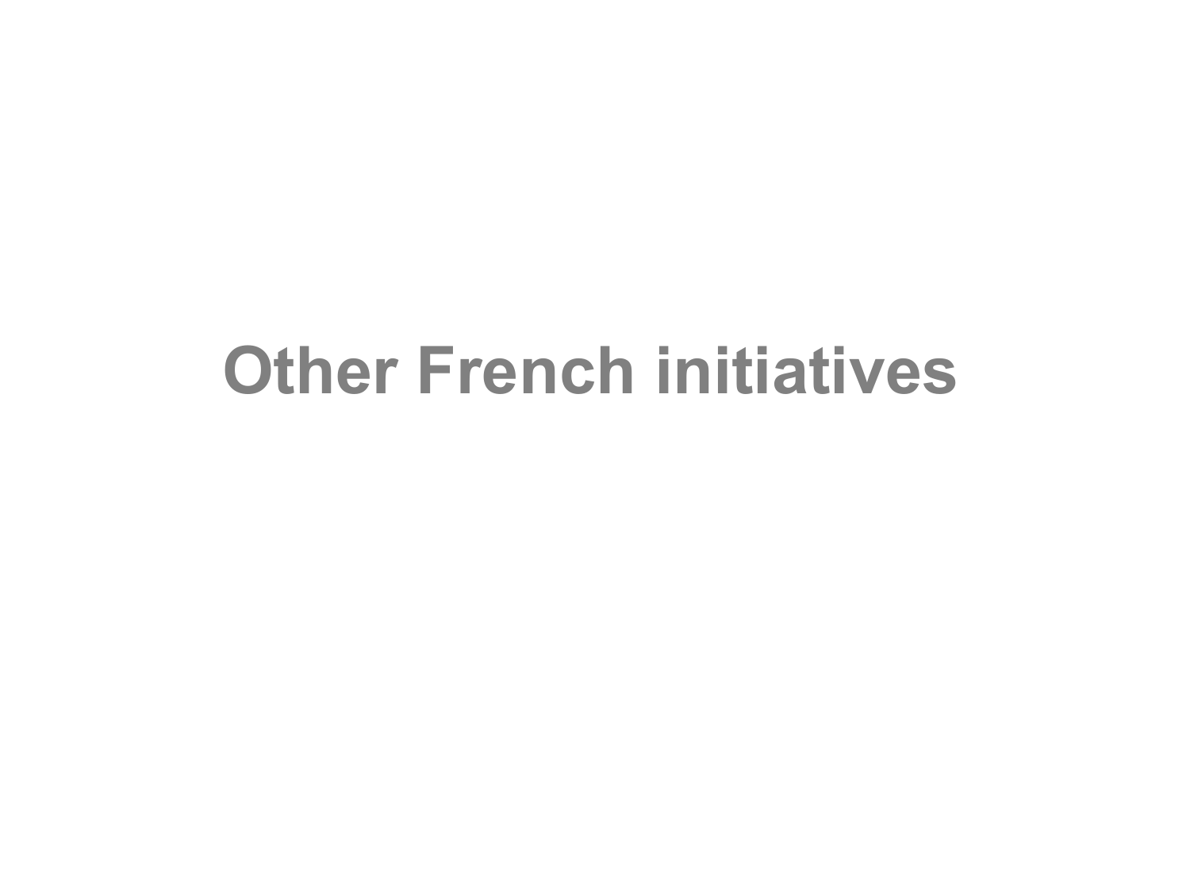# Other French initiatives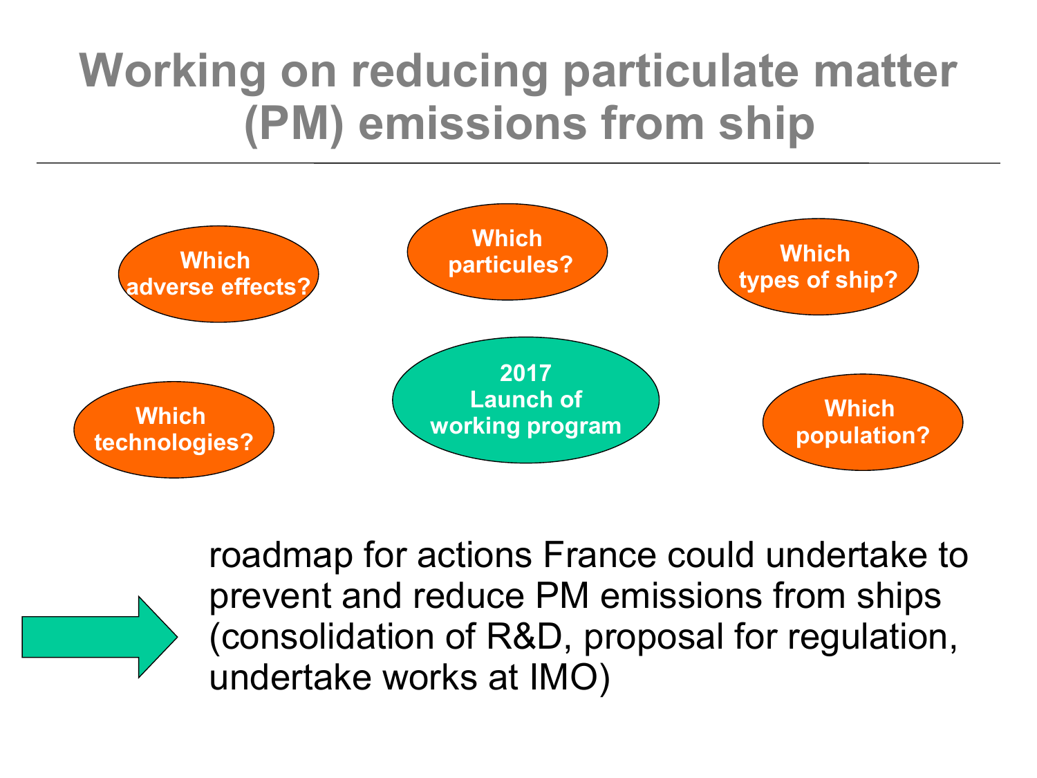# Working on reducing particulate matter (PM) emissions from ship

- Which adverse effects?
- Which particules?
- Which types of ship?
- Which technologies?
- **2017 Launch of working program**
- Which population?

→ roadmap for actions France could undertake to prevent and reduce PM emissions from ships (consolidation of R&D, proposal for regulation, undertake works at IMO)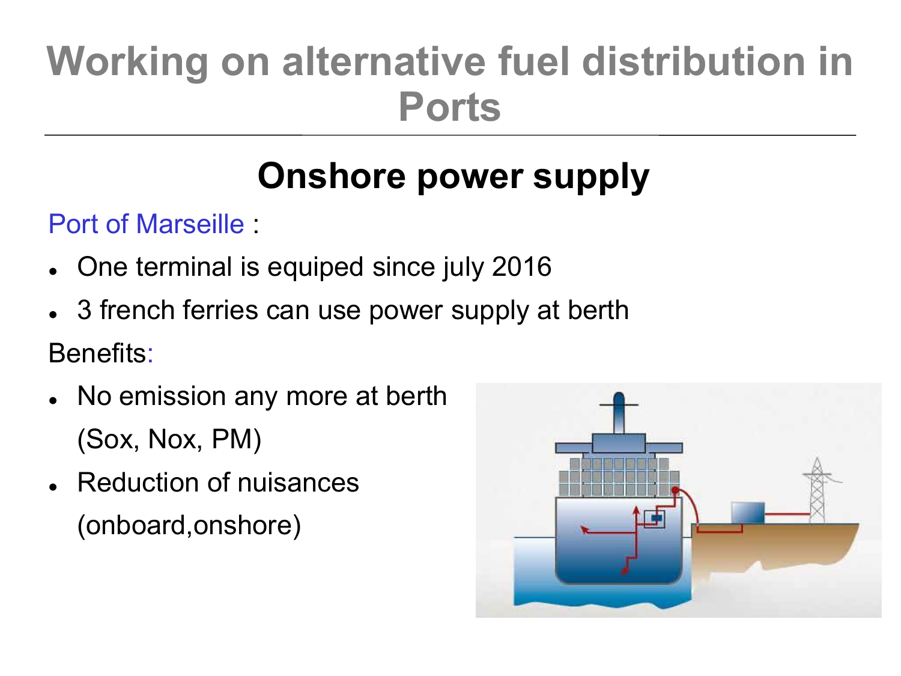# Working on alternative fuel distribution in Ports

## Onshore power supply

Port of Marseille :

- One terminal is equiped since july 2016
- 3 french ferries can use power supply at berth

Benefits:

- No emission any more at berth (Sox, Nox, PM)
- Reduction of nuisances (onboard,onshore)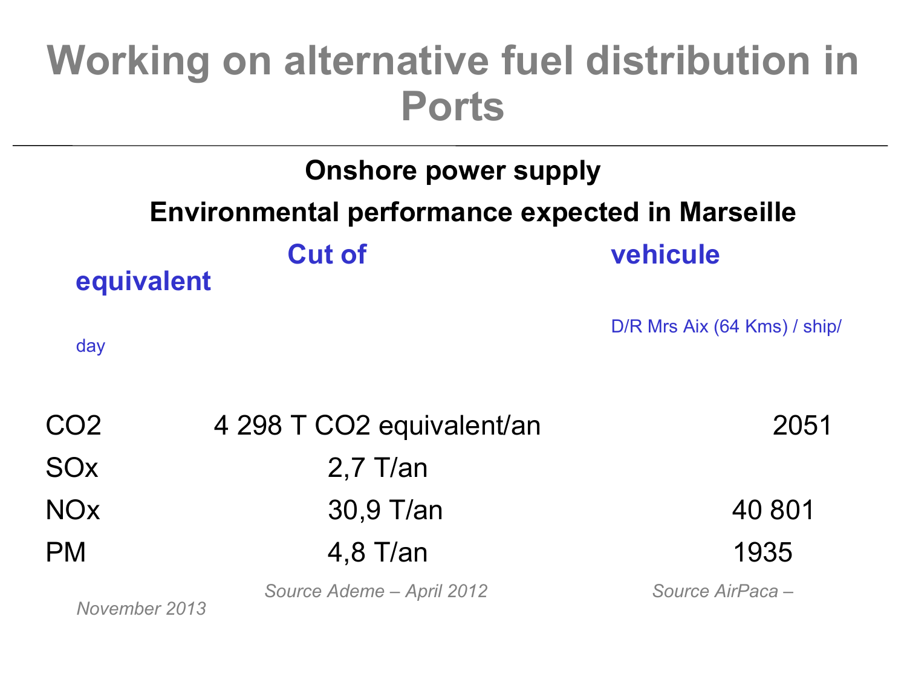# Working on alternative fuel distribution in Ports

**Onshore power supply**

**Environmental performance expected in Marseille**

| | Cut of | vehicule equivalent D/R Mrs Aix (64 Kms) / ship/ day |
|---|---|---|
| $CO_2$ | 4 298 T $CO_2$ equivalent/an | 2051 |
| $SO_x$ | 2,7 T/an | |
| $NO_x$ | 30,9 T/an | 40 801 |
| PM | 4,8 T/an | 1935 |
| | *Source Ademe – April 2012* | *Source AirPaca – November 2013* |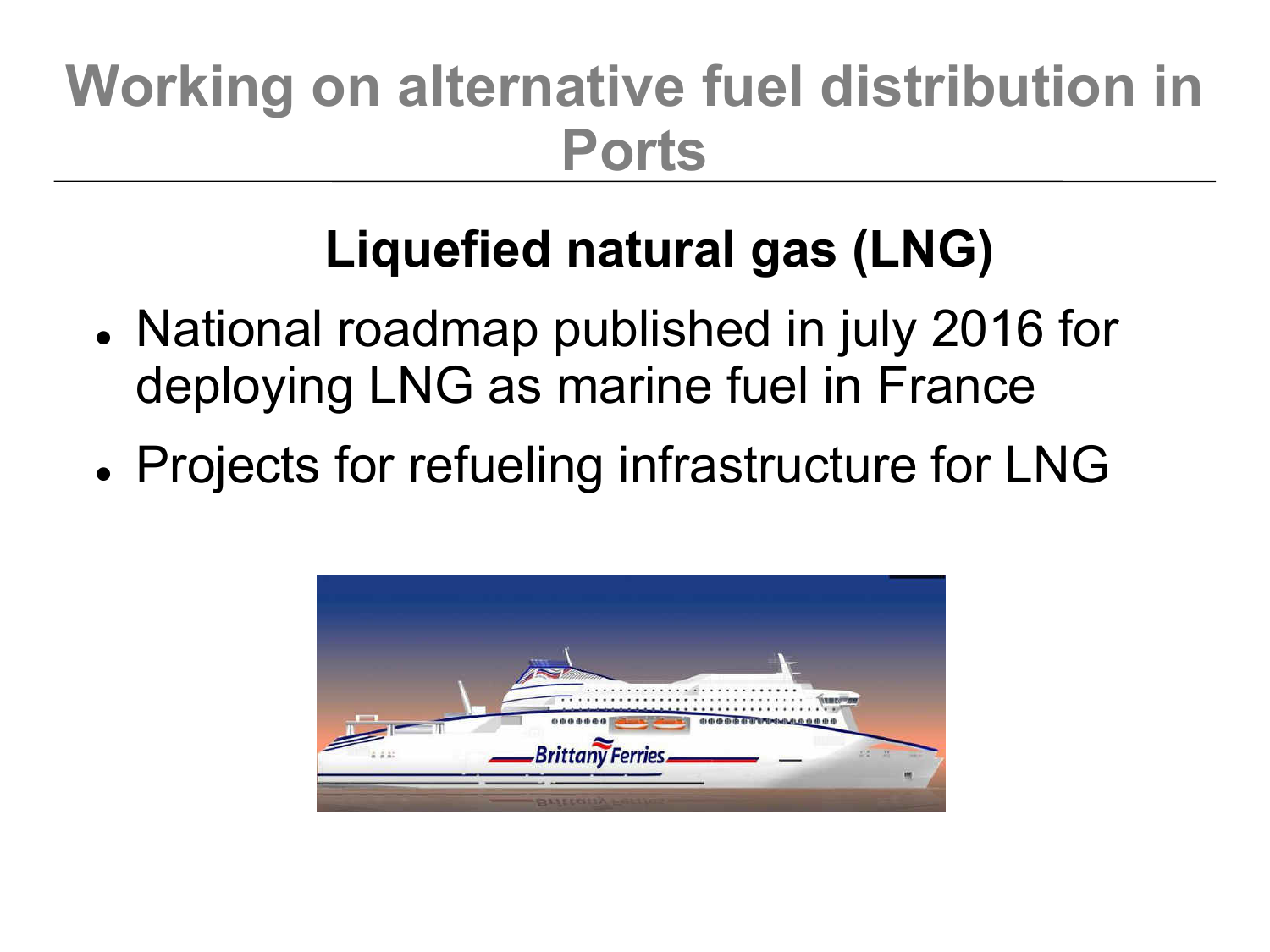# Working on alternative fuel distribution in Ports

## Liquefied natural gas (LNG)

- National roadmap published in july 2016 for deploying LNG as marine fuel in France
- Projects for refueling infrastructure for LNG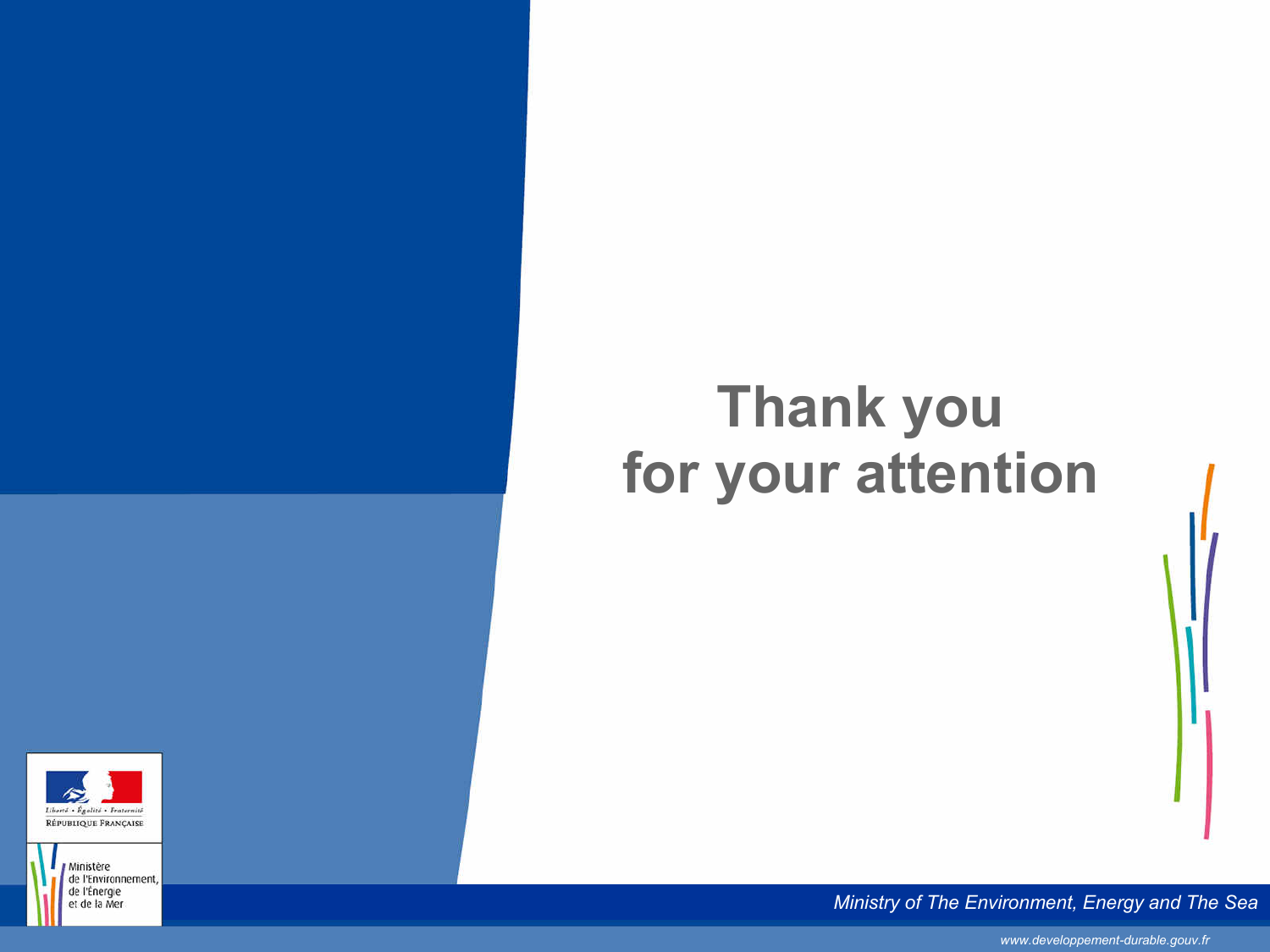# Thank you for your attention

Liberté • Égalité • Fraternité
RÉPUBLIQUE FRANÇAISE

Ministère de l'Environnement, de l'Énergie et de la Mer

*Ministry of The Environment, Energy and The Sea*

*www.developpement-durable.gouv.fr*